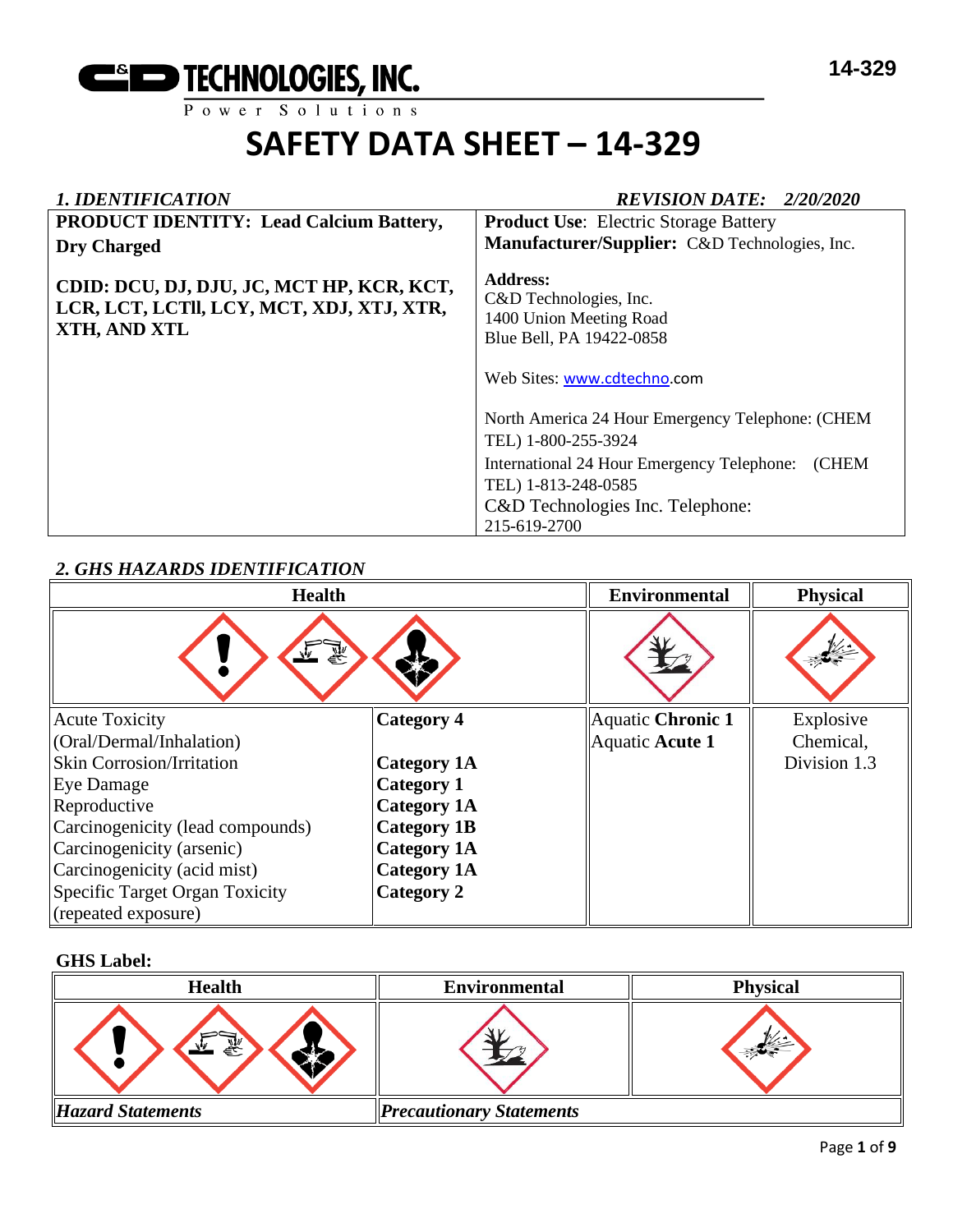C&D TECHNOLOGIES, INC.
Power Solutions

14-329

# SAFETY DATA SHEET – 14-329

## *1. IDENTIFICATION*

*REVISION DATE: 2/20/2020*

| **PRODUCT IDENTITY: Lead Calcium Battery, Dry Charged**<br><br>**CDID: DCU, DJ, DJU, JC, MCT HP, KCR, KCT, LCR, LCT, LCTll, LCY, MCT, XDJ, XTJ, XTR, XTH, AND XTL** | **Product Use**: Electric Storage Battery<br>**Manufacturer/Supplier:** C&D Technologies, Inc.<br><br>**Address:**<br>C&D Technologies, Inc.<br>1400 Union Meeting Road<br>Blue Bell, PA 19422-0858<br><br>Web Sites: www.cdtechno.com<br><br>North America 24 Hour Emergency Telephone: (CHEM TEL) 1-800-255-3924<br>International 24 Hour Emergency Telephone: (CHEM TEL) 1-813-248-0585<br>C&D Technologies Inc. Telephone: 215-619-2700 |
|---|---|

## *2. GHS HAZARDS IDENTIFICATION*

| Health | | Environmental | Physical |
|---|---|---|---|
| Acute Toxicity (Oral/Dermal/Inhalation) | **Category 4** | Aquatic **Chronic 1**<br>Aquatic **Acute 1** | Explosive Chemical, Division 1.3 |
| Skin Corrosion/Irritation | **Category 1A** | | |
| Eye Damage | **Category 1** | | |
| Reproductive | **Category 1A** | | |
| Carcinogenicity (lead compounds) | **Category 1B** | | |
| Carcinogenicity (arsenic) | **Category 1A** | | |
| Carcinogenicity (acid mist) | **Category 1A** | | |
| Specific Target Organ Toxicity (repeated exposure) | **Category 2** | | |

**GHS Label:**

| Health | Environmental | Physical |
|---|---|---|
| ***Hazard Statements*** | ***Precautionary Statements*** | |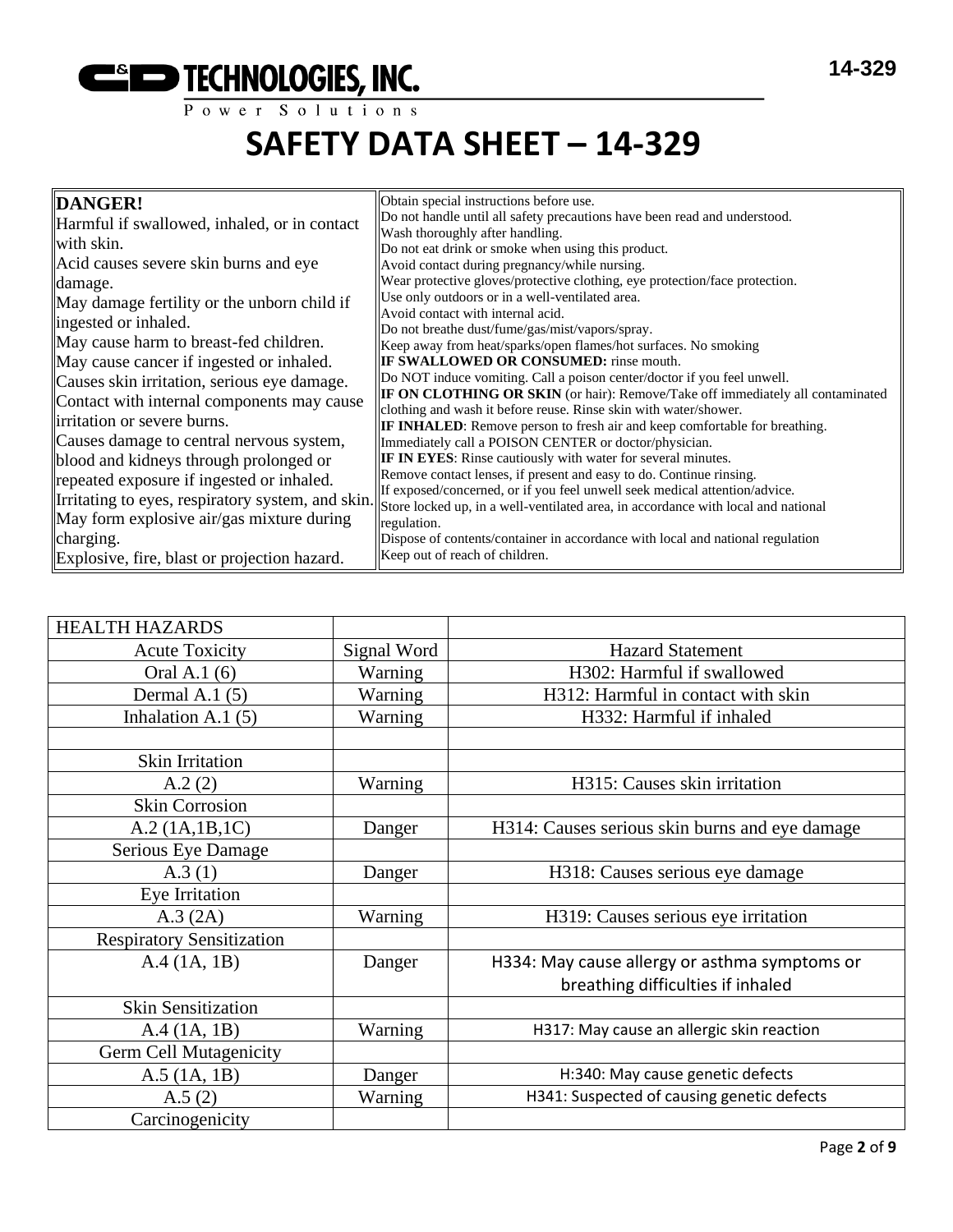# SAFETY DATA SHEET – 14-329

| **DANGER!** Harmful if swallowed, inhaled, or in contact with skin. Acid causes severe skin burns and eye damage. May damage fertility or the unborn child if ingested or inhaled. May cause harm to breast-fed children. May cause cancer if ingested or inhaled. Causes skin irritation, serious eye damage. Contact with internal components may cause irritation or severe burns. Causes damage to central nervous system, blood and kidneys through prolonged or repeated exposure if ingested or inhaled. Irritating to eyes, respiratory system, and skin. May form explosive air/gas mixture during charging. Explosive, fire, blast or projection hazard. | Obtain special instructions before use. Do not handle until all safety precautions have been read and understood. Wash thoroughly after handling. Do not eat drink or smoke when using this product. Avoid contact during pregnancy/while nursing. Wear protective gloves/protective clothing, eye protection/face protection. Use only outdoors or in a well-ventilated area. Avoid contact with internal acid. Do not breathe dust/fume/gas/mist/vapors/spray. Keep away from heat/sparks/open flames/hot surfaces. No smoking **IF SWALLOWED OR CONSUMED:** rinse mouth. Do NOT induce vomiting. Call a poison center/doctor if you feel unwell. **IF ON CLOTHING OR SKIN** (or hair): Remove/Take off immediately all contaminated clothing and wash it before reuse. Rinse skin with water/shower. **IF INHALED**: Remove person to fresh air and keep comfortable for breathing. Immediately call a POISON CENTER or doctor/physician. **IF IN EYES**: Rinse cautiously with water for several minutes. Remove contact lenses, if present and easy to do. Continue rinsing. If exposed/concerned, or if you feel unwell seek medical attention/advice. Store locked up, in a well-ventilated area, in accordance with local and national regulation. Dispose of contents/container in accordance with local and national regulation Keep out of reach of children. |
|---|---|

| HEALTH HAZARDS | | |
|---|---|---|
| Acute Toxicity | Signal Word | Hazard Statement |
| Oral A.1 (6) | Warning | H302: Harmful if swallowed |
| Dermal A.1 (5) | Warning | H312: Harmful in contact with skin |
| Inhalation A.1 (5) | Warning | H332: Harmful if inhaled |
| | | |
| Skin Irritation | | |
| A.2 (2) | Warning | H315: Causes skin irritation |
| Skin Corrosion | | |
| A.2 (1A,1B,1C) | Danger | H314: Causes serious skin burns and eye damage |
| Serious Eye Damage | | |
| A.3 (1) | Danger | H318: Causes serious eye damage |
| Eye Irritation | | |
| A.3 (2A) | Warning | H319: Causes serious eye irritation |
| Respiratory Sensitization | | |
| A.4 (1A, 1B) | Danger | H334: May cause allergy or asthma symptoms or breathing difficulties if inhaled |
| Skin Sensitization | | |
| A.4 (1A, 1B) | Warning | H317: May cause an allergic skin reaction |
| Germ Cell Mutagenicity | | |
| A.5 (1A, 1B) | Danger | H:340: May cause genetic defects |
| A.5 (2) | Warning | H341: Suspected of causing genetic defects |
| Carcinogenicity | | |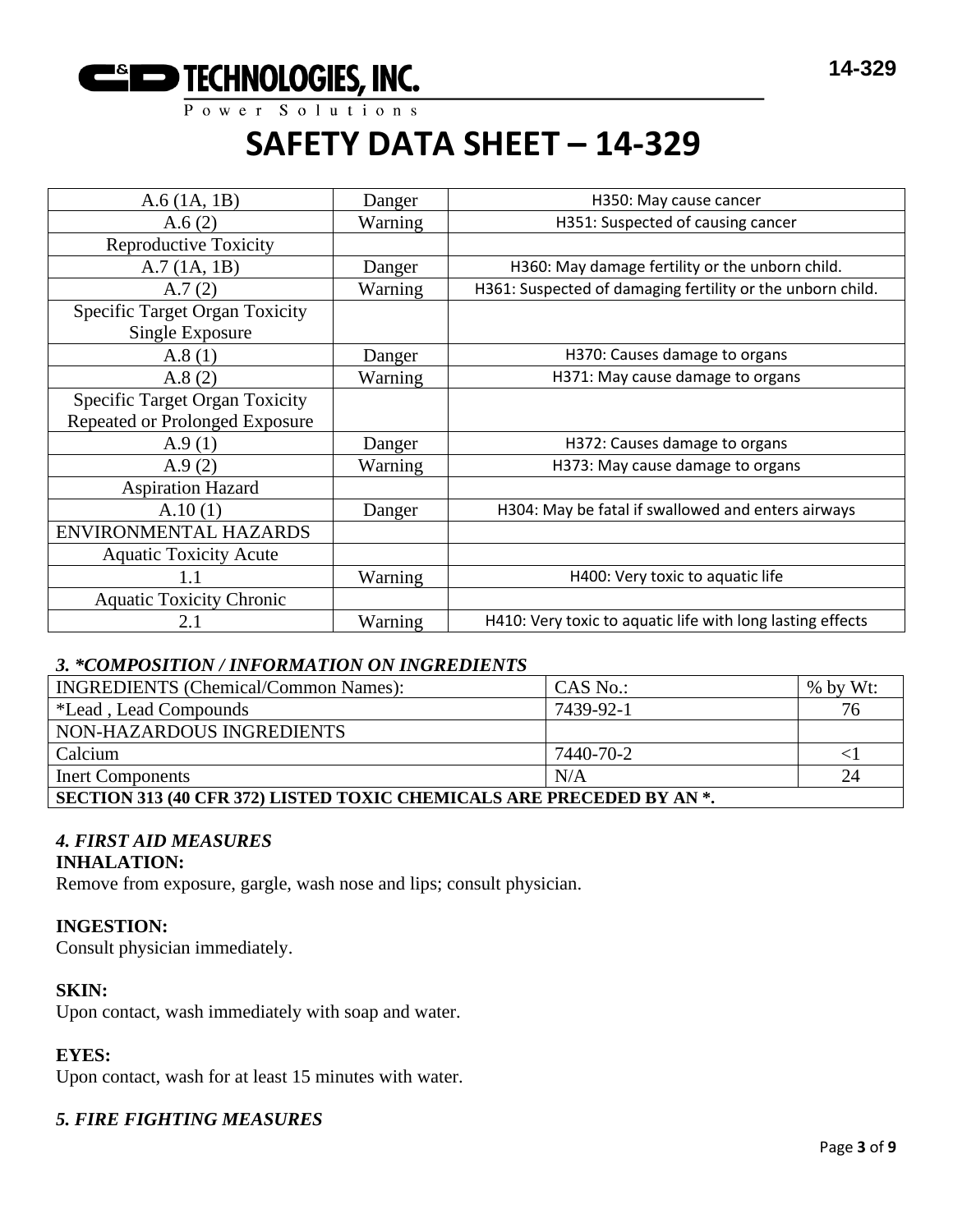# SAFETY DATA SHEET – 14-329

| | | |
|---|---|---|
| A.6 (1A, 1B) | Danger | H350: May cause cancer |
| A.6 (2) | Warning | H351: Suspected of causing cancer |
| Reproductive Toxicity | | |
| A.7 (1A, 1B) | Danger | H360: May damage fertility or the unborn child. |
| A.7 (2) | Warning | H361: Suspected of damaging fertility or the unborn child. |
| Specific Target Organ Toxicity Single Exposure | | |
| A.8 (1) | Danger | H370: Causes damage to organs |
| A.8 (2) | Warning | H371: May cause damage to organs |
| Specific Target Organ Toxicity Repeated or Prolonged Exposure | | |
| A.9 (1) | Danger | H372: Causes damage to organs |
| A.9 (2) | Warning | H373: May cause damage to organs |
| Aspiration Hazard | | |
| A.10 (1) | Danger | H304: May be fatal if swallowed and enters airways |
| ENVIRONMENTAL HAZARDS | | |
| Aquatic Toxicity Acute | | |
| 1.1 | Warning | H400: Very toxic to aquatic life |
| Aquatic Toxicity Chronic | | |
| 2.1 | Warning | H410: Very toxic to aquatic life with long lasting effects |

### *3. *COMPOSITION / INFORMATION ON INGREDIENTS*

| INGREDIENTS (Chemical/Common Names): | CAS No.: | % by Wt: |
|---|---|---|
| *Lead , Lead Compounds | 7439-92-1 | 76 |
| NON-HAZARDOUS INGREDIENTS | | |
| Calcium | 7440-70-2 | <1 |
| Inert Components | N/A | 24 |
| **SECTION 313 (40 CFR 372) LISTED TOXIC CHEMICALS ARE PRECEDED BY AN *.** | | |

### *4. FIRST AID MEASURES*

**INHALATION:**
Remove from exposure, gargle, wash nose and lips; consult physician.

**INGESTION:**
Consult physician immediately.

**SKIN:**
Upon contact, wash immediately with soap and water.

**EYES:**
Upon contact, wash for at least 15 minutes with water.

### *5. FIRE FIGHTING MEASURES*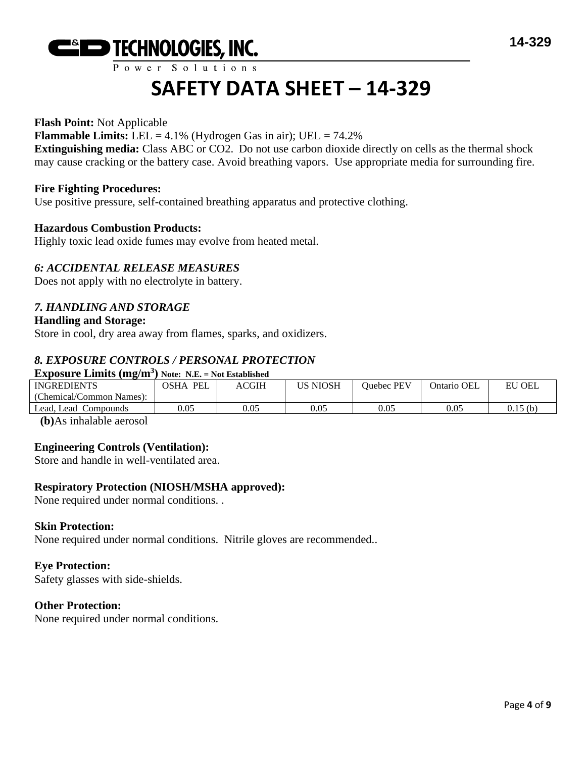**Flash Point:** Not Applicable
**Flammable Limits:** LEL = 4.1% (Hydrogen Gas in air); UEL = 74.2%
**Extinguishing media:** Class ABC or CO2. Do not use carbon dioxide directly on cells as the thermal shock may cause cracking or the battery case. Avoid breathing vapors. Use appropriate media for surrounding fire.

**Fire Fighting Procedures:**
Use positive pressure, self-contained breathing apparatus and protective clothing.

**Hazardous Combustion Products:**
Highly toxic lead oxide fumes may evolve from heated metal.

### *6: ACCIDENTAL RELEASE MEASURES*

Does not apply with no electrolyte in battery.

### *7. HANDLING AND STORAGE*

**Handling and Storage:**
Store in cool, dry area away from flames, sparks, and oxidizers.

### *8. EXPOSURE CONTROLS / PERSONAL PROTECTION*

**Exposure Limits ($mg/m^3$)** **Note: N.E. = Not Established**

| INGREDIENTS (Chemical/Common Names): | OSHA PEL | ACGIH | US NIOSH | Quebec PEV | Ontario OEL | EU OEL |
|---|---|---|---|---|---|---|
| Lead, Lead Compounds | 0.05 | 0.05 | 0.05 | 0.05 | 0.05 | 0.15 (b) |

**(b)**As inhalable aerosol

**Engineering Controls (Ventilation):**
Store and handle in well-ventilated area.

**Respiratory Protection (NIOSH/MSHA approved):**
None required under normal conditions. .

**Skin Protection:**
None required under normal conditions. Nitrile gloves are recommended..

**Eye Protection:**
Safety glasses with side-shields.

**Other Protection:**
None required under normal conditions.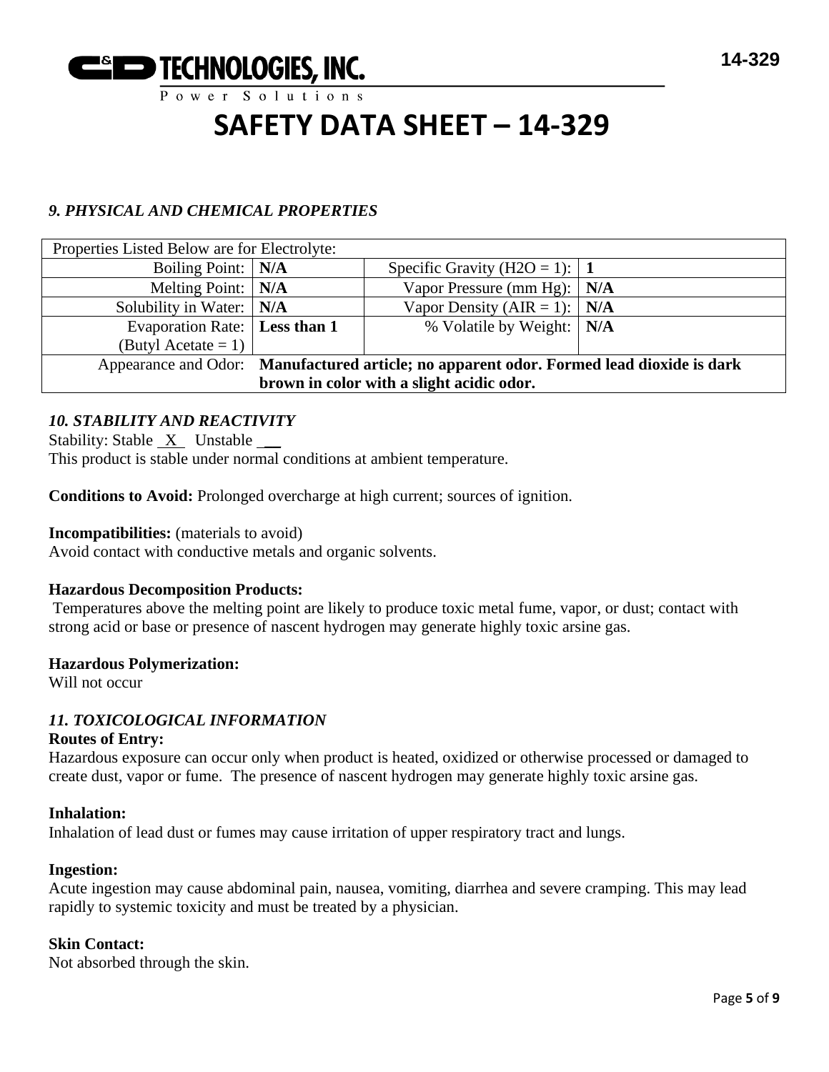# SAFETY DATA SHEET – 14-329

### *9. PHYSICAL AND CHEMICAL PROPERTIES*

| Properties Listed Below are for Electrolyte: | | | |
|---|---|---|---|
| Boiling Point: | **N/A** | Specific Gravity ($H_2O$ = 1): | **1** |
| Melting Point: | **N/A** | Vapor Pressure (mm Hg): | **N/A** |
| Solubility in Water: | **N/A** | Vapor Density (AIR = 1): | **N/A** |
| Evaporation Rate: (Butyl Acetate = 1) | **Less than 1** | % Volatile by Weight: | **N/A** |
| Appearance and Odor: | **Manufactured article; no apparent odor. Formed lead dioxide is dark brown in color with a slight acidic odor.** | | |

### *10. STABILITY AND REACTIVITY*

Stability: Stable X Unstable __

This product is stable under normal conditions at ambient temperature.

**Conditions to Avoid:** Prolonged overcharge at high current; sources of ignition.

**Incompatibilities:** (materials to avoid)

Avoid contact with conductive metals and organic solvents.

**Hazardous Decomposition Products:**

Temperatures above the melting point are likely to produce toxic metal fume, vapor, or dust; contact with strong acid or base or presence of nascent hydrogen may generate highly toxic arsine gas.

**Hazardous Polymerization:**

Will not occur

### *11. TOXICOLOGICAL INFORMATION*

**Routes of Entry:**

Hazardous exposure can occur only when product is heated, oxidized or otherwise processed or damaged to create dust, vapor or fume. The presence of nascent hydrogen may generate highly toxic arsine gas.

**Inhalation:**

Inhalation of lead dust or fumes may cause irritation of upper respiratory tract and lungs.

**Ingestion:**

Acute ingestion may cause abdominal pain, nausea, vomiting, diarrhea and severe cramping. This may lead rapidly to systemic toxicity and must be treated by a physician.

**Skin Contact:**

Not absorbed through the skin.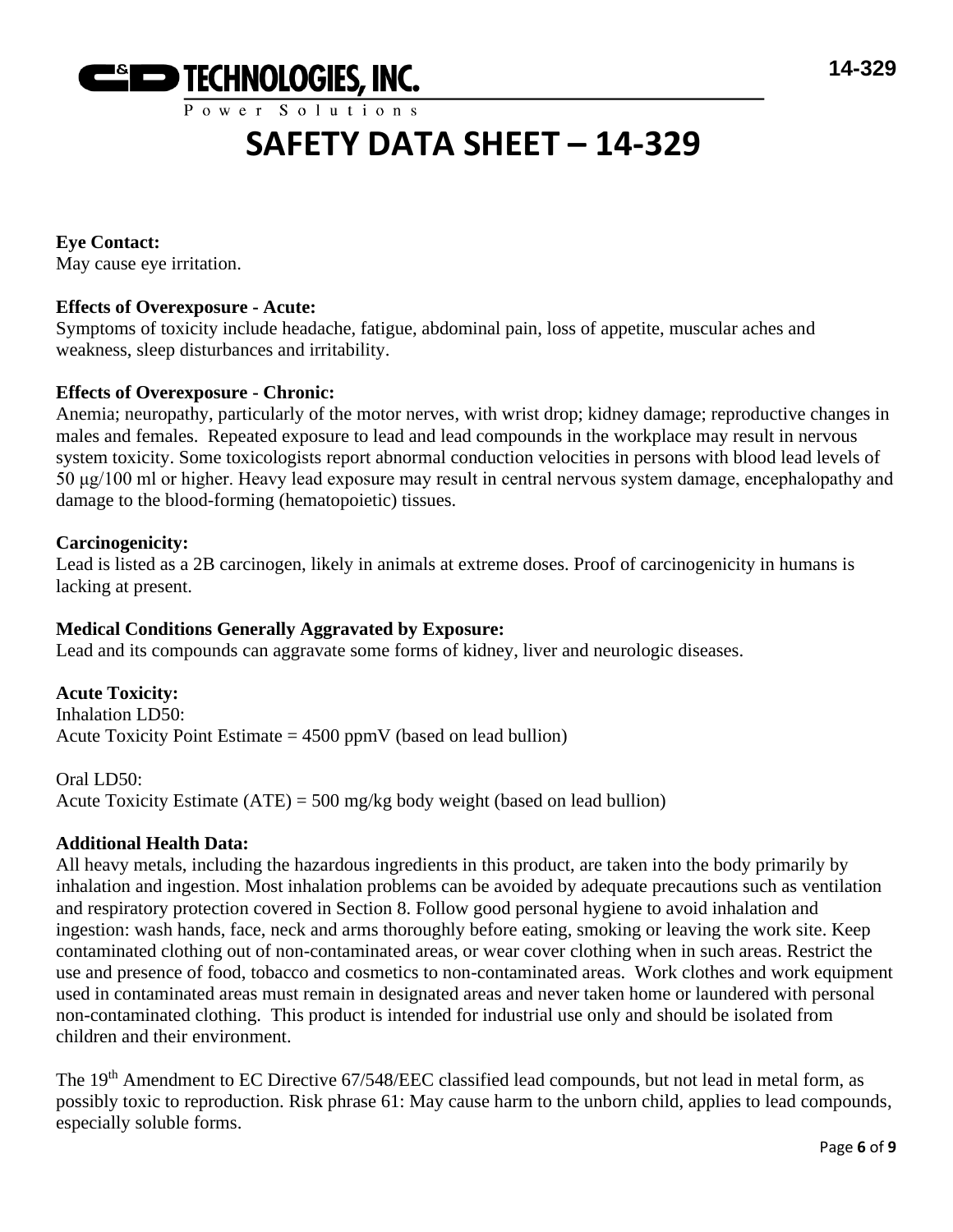**Eye Contact:**
May cause eye irritation.

**Effects of Overexposure - Acute:**
Symptoms of toxicity include headache, fatigue, abdominal pain, loss of appetite, muscular aches and weakness, sleep disturbances and irritability.

**Effects of Overexposure - Chronic:**
Anemia; neuropathy, particularly of the motor nerves, with wrist drop; kidney damage; reproductive changes in males and females. Repeated exposure to lead and lead compounds in the workplace may result in nervous system toxicity. Some toxicologists report abnormal conduction velocities in persons with blood lead levels of 50 μg/100 ml or higher. Heavy lead exposure may result in central nervous system damage, encephalopathy and damage to the blood-forming (hematopoietic) tissues.

**Carcinogenicity:**
Lead is listed as a 2B carcinogen, likely in animals at extreme doses. Proof of carcinogenicity in humans is lacking at present.

**Medical Conditions Generally Aggravated by Exposure:**
Lead and its compounds can aggravate some forms of kidney, liver and neurologic diseases.

**Acute Toxicity:**
Inhalation LD50:
Acute Toxicity Point Estimate = 4500 ppmV (based on lead bullion)

Oral LD50:
Acute Toxicity Estimate (ATE) = 500 mg/kg body weight (based on lead bullion)

**Additional Health Data:**
All heavy metals, including the hazardous ingredients in this product, are taken into the body primarily by inhalation and ingestion. Most inhalation problems can be avoided by adequate precautions such as ventilation and respiratory protection covered in Section 8. Follow good personal hygiene to avoid inhalation and ingestion: wash hands, face, neck and arms thoroughly before eating, smoking or leaving the work site. Keep contaminated clothing out of non-contaminated areas, or wear cover clothing when in such areas. Restrict the use and presence of food, tobacco and cosmetics to non-contaminated areas. Work clothes and work equipment used in contaminated areas must remain in designated areas and never taken home or laundered with personal non-contaminated clothing. This product is intended for industrial use only and should be isolated from children and their environment.

The 19th Amendment to EC Directive 67/548/EEC classified lead compounds, but not lead in metal form, as possibly toxic to reproduction. Risk phrase 61: May cause harm to the unborn child, applies to lead compounds, especially soluble forms.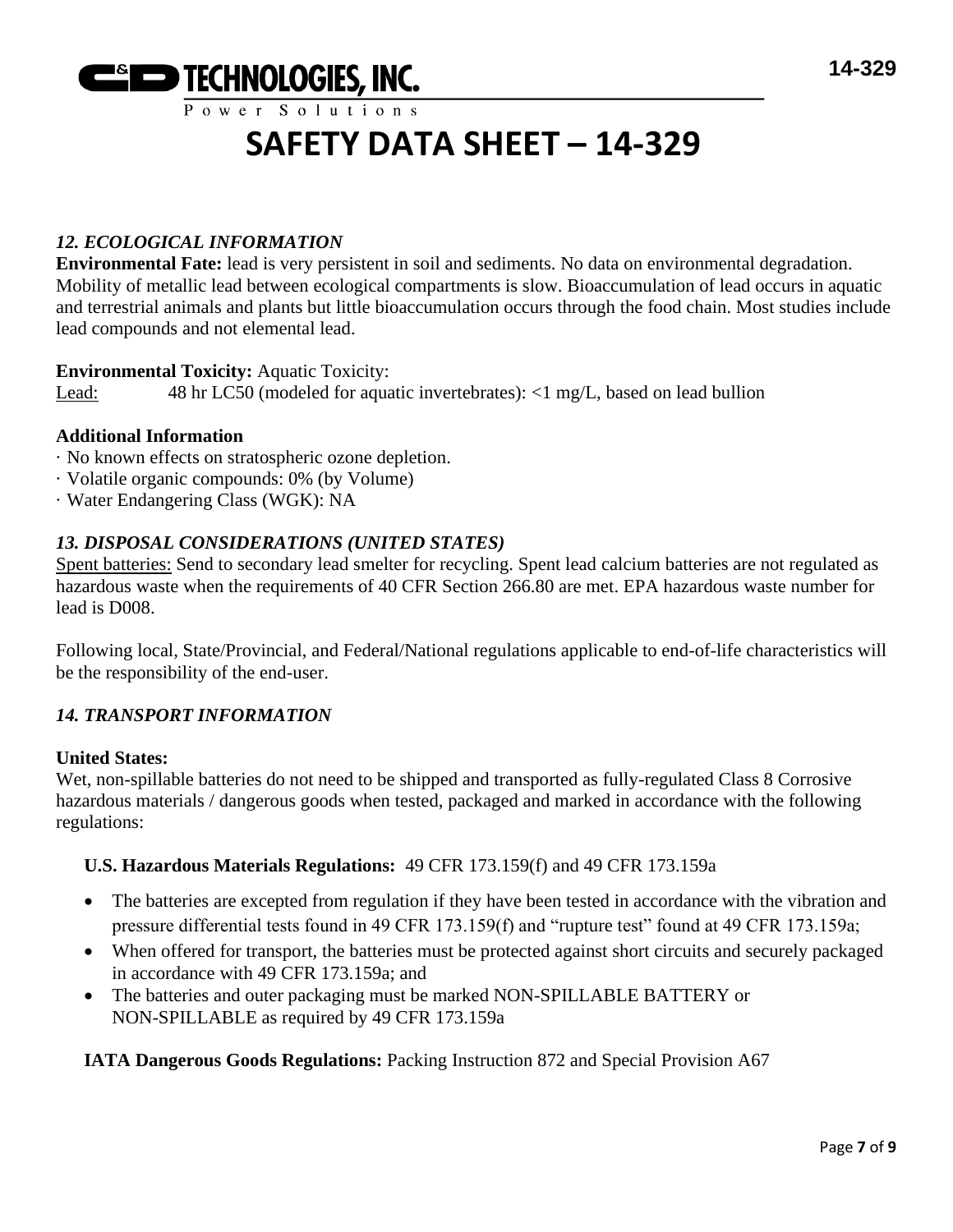## *12. ECOLOGICAL INFORMATION*

**Environmental Fate:** lead is very persistent in soil and sediments. No data on environmental degradation. Mobility of metallic lead between ecological compartments is slow. Bioaccumulation of lead occurs in aquatic and terrestrial animals and plants but little bioaccumulation occurs through the food chain. Most studies include lead compounds and not elemental lead.

**Environmental Toxicity:** Aquatic Toxicity:

Lead: 48 hr LC50 (modeled for aquatic invertebrates): <1 mg/L, based on lead bullion

**Additional Information**

- · No known effects on stratospheric ozone depletion.
- · Volatile organic compounds: 0% (by Volume)
- · Water Endangering Class (WGK): NA

## *13. DISPOSAL CONSIDERATIONS (UNITED STATES)*

Spent batteries: Send to secondary lead smelter for recycling. Spent lead calcium batteries are not regulated as hazardous waste when the requirements of 40 CFR Section 266.80 are met. EPA hazardous waste number for lead is D008.

Following local, State/Provincial, and Federal/National regulations applicable to end-of-life characteristics will be the responsibility of the end-user.

## *14. TRANSPORT INFORMATION*

**United States:**

Wet, non-spillable batteries do not need to be shipped and transported as fully-regulated Class 8 Corrosive hazardous materials / dangerous goods when tested, packaged and marked in accordance with the following regulations:

**U.S. Hazardous Materials Regulations:** 49 CFR 173.159(f) and 49 CFR 173.159a

- The batteries are excepted from regulation if they have been tested in accordance with the vibration and pressure differential tests found in 49 CFR 173.159(f) and "rupture test" found at 49 CFR 173.159a;
- When offered for transport, the batteries must be protected against short circuits and securely packaged in accordance with 49 CFR 173.159a; and
- The batteries and outer packaging must be marked NON-SPILLABLE BATTERY or NON-SPILLABLE as required by 49 CFR 173.159a

**IATA Dangerous Goods Regulations:** Packing Instruction 872 and Special Provision A67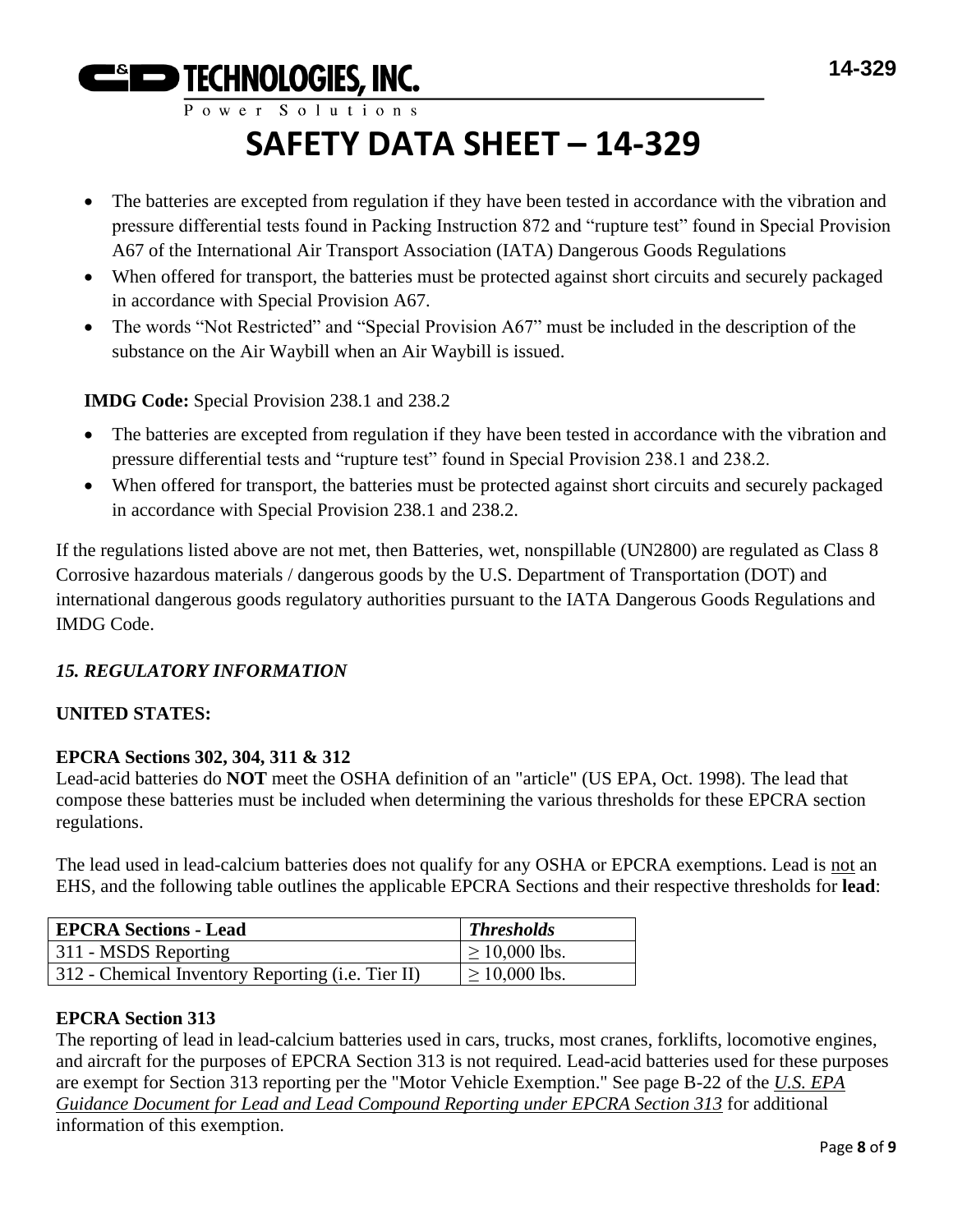- The batteries are excepted from regulation if they have been tested in accordance with the vibration and pressure differential tests found in Packing Instruction 872 and "rupture test" found in Special Provision A67 of the International Air Transport Association (IATA) Dangerous Goods Regulations
- When offered for transport, the batteries must be protected against short circuits and securely packaged in accordance with Special Provision A67.
- The words "Not Restricted" and "Special Provision A67" must be included in the description of the substance on the Air Waybill when an Air Waybill is issued.

**IMDG Code:** Special Provision 238.1 and 238.2

- The batteries are excepted from regulation if they have been tested in accordance with the vibration and pressure differential tests and "rupture test" found in Special Provision 238.1 and 238.2.
- When offered for transport, the batteries must be protected against short circuits and securely packaged in accordance with Special Provision 238.1 and 238.2.

If the regulations listed above are not met, then Batteries, wet, nonspillable (UN2800) are regulated as Class 8 Corrosive hazardous materials / dangerous goods by the U.S. Department of Transportation (DOT) and international dangerous goods regulatory authorities pursuant to the IATA Dangerous Goods Regulations and IMDG Code.

## *15. REGULATORY INFORMATION*

**UNITED STATES:**

**EPCRA Sections 302, 304, 311 & 312**

Lead-acid batteries do **NOT** meet the OSHA definition of an "article" (US EPA, Oct. 1998). The lead that compose these batteries must be included when determining the various thresholds for these EPCRA section regulations.

The lead used in lead-calcium batteries does not qualify for any OSHA or EPCRA exemptions. Lead is not an EHS, and the following table outlines the applicable EPCRA Sections and their respective thresholds for **lead**:

| **EPCRA Sections - Lead** | ***Thresholds*** |
|---|---|
| 311 - MSDS Reporting | ≥ 10,000 lbs. |
| 312 - Chemical Inventory Reporting (i.e. Tier II) | ≥ 10,000 lbs. |

**EPCRA Section 313**

The reporting of lead in lead-calcium batteries used in cars, trucks, most cranes, forklifts, locomotive engines, and aircraft for the purposes of EPCRA Section 313 is not required. Lead-acid batteries used for these purposes are exempt for Section 313 reporting per the "Motor Vehicle Exemption." See page B-22 of the *U.S. EPA Guidance Document for Lead and Lead Compound Reporting under EPCRA Section 313* for additional information of this exemption.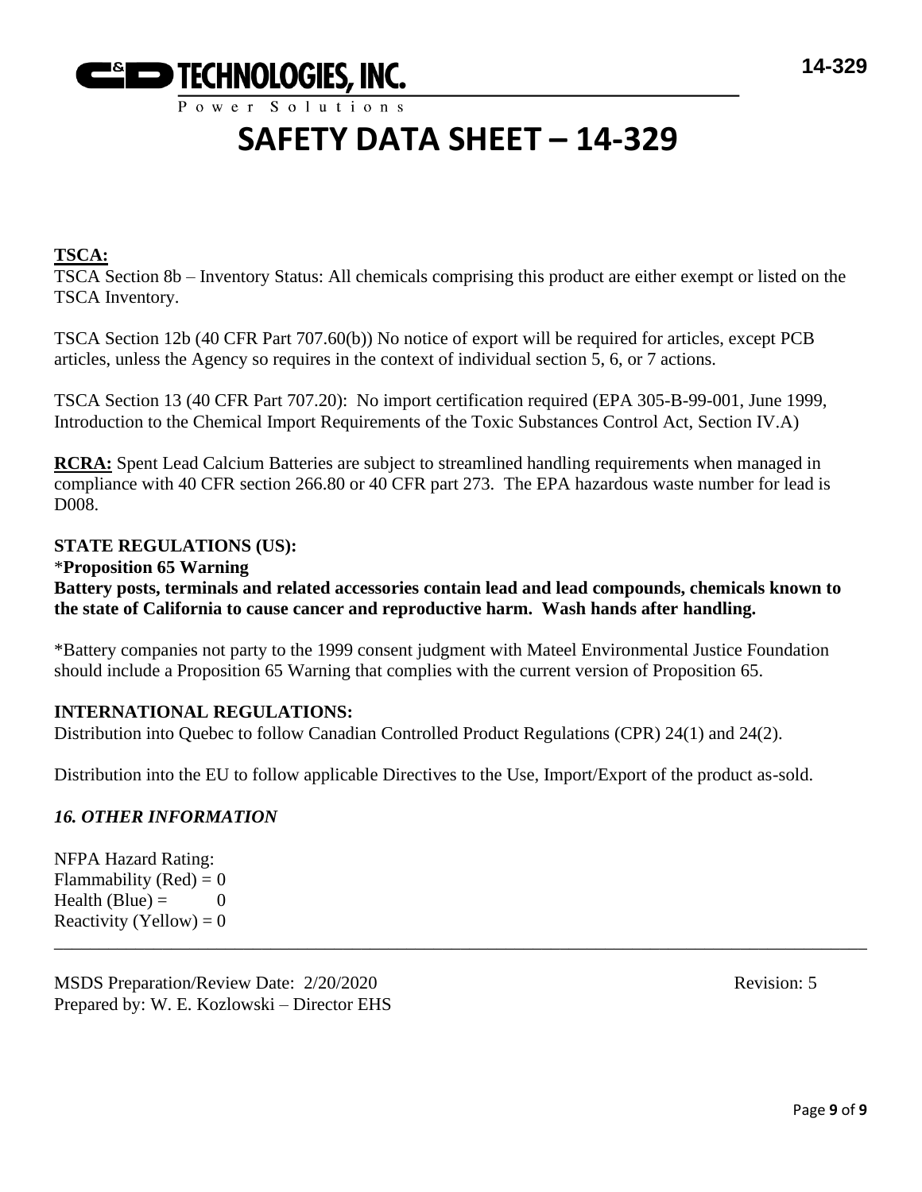# SAFETY DATA SHEET – 14-329

**TSCA:**

TSCA Section 8b – Inventory Status: All chemicals comprising this product are either exempt or listed on the TSCA Inventory.

TSCA Section 12b (40 CFR Part 707.60(b)) No notice of export will be required for articles, except PCB articles, unless the Agency so requires in the context of individual section 5, 6, or 7 actions.

TSCA Section 13 (40 CFR Part 707.20): No import certification required (EPA 305-B-99-001, June 1999, Introduction to the Chemical Import Requirements of the Toxic Substances Control Act, Section IV.A)

**RCRA:** Spent Lead Calcium Batteries are subject to streamlined handling requirements when managed in compliance with 40 CFR section 266.80 or 40 CFR part 273. The EPA hazardous waste number for lead is D008.

**STATE REGULATIONS (US):**

*__Proposition 65 Warning__

**Battery posts, terminals and related accessories contain lead and lead compounds, chemicals known to the state of California to cause cancer and reproductive harm. Wash hands after handling.**

*Battery companies not party to the 1999 consent judgment with Mateel Environmental Justice Foundation should include a Proposition 65 Warning that complies with the current version of Proposition 65.

**INTERNATIONAL REGULATIONS:**

Distribution into Quebec to follow Canadian Controlled Product Regulations (CPR) 24(1) and 24(2).

Distribution into the EU to follow applicable Directives to the Use, Import/Export of the product as-sold.

### *16. OTHER INFORMATION*

NFPA Hazard Rating:
Flammability (Red) = 0
Health (Blue) = 0
Reactivity (Yellow) = 0

---

MSDS Preparation/Review Date: 2/20/2020 Revision: 5
Prepared by: W. E. Kozlowski – Director EHS